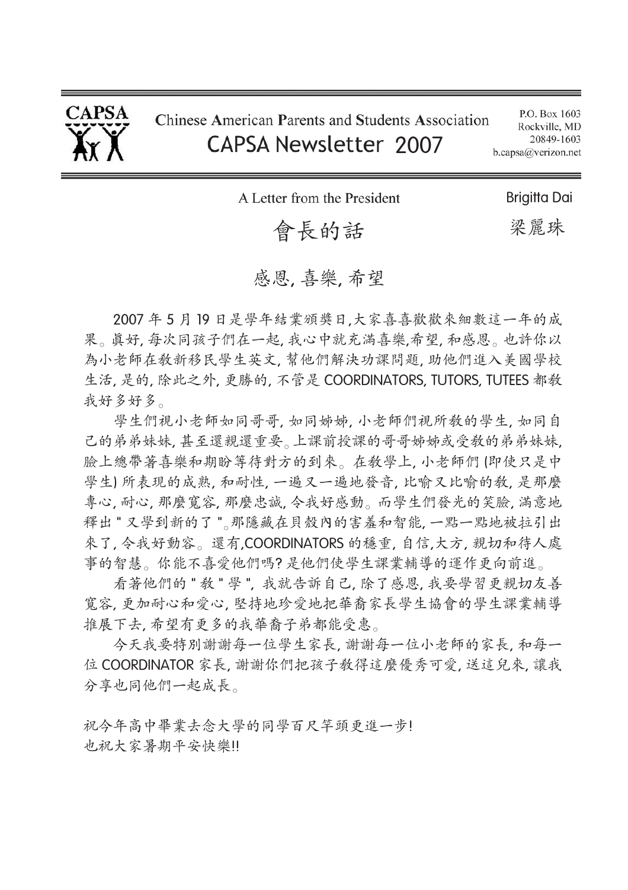**CAPSA**

Chinese American Parents and Students Association

# CAPSA Newsletter 2007

P.O. Box 1603
Rockville, MD
20849-1603
b.capsa@verizon.net

---

## A Letter from the President

**Brigitta Dai**

## 會長的話

**梁麗珠**

### 感恩, 喜樂, 希望

2007 年 5 月 19 日是學年結業頒獎日,大家喜喜歡歡來細數這一年的成果。眞好, 每次同孩子們在一起, 我心中就充滿喜樂,希望, 和感恩。也許你以為小老師在教新移民學生英文, 幫他們解決功課問題, 助他們進入美國學校生活, 是的, 除此之外, 更勝的, 不管是 COORDINATORS, TUTORS, TUTEES 都教我好多好多。

學生們視小老師如同哥哥, 如同姊姊, 小老師們視所教的學生, 如同自己的弟弟妹妹, 甚至還親還重要。上課前授課的哥哥姊姊或受教的弟弟妹妹, 臉上總帶著喜樂和期盼等待對方的到來。在教學上, 小老師們 (即使只是中學生) 所表現的成熟, 和耐性, 一遍又一遍地發音, 比喻又比喻的教, 是那麼專心, 耐心, 那麼寬容, 那麼忠誠, 令我好感動。而學生們發光的笑臉, 滿意地釋出 " 又學到新的了 "。那隱藏在貝殼內的害羞和智能, 一點一點地被拉引出來了, 令我好動容。還有,COORDINATORS 的穩重, 自信,大方, 親切和待人處事的智慧。你能不喜愛他們嗎? 是他們使學生課業輔導的運作更向前進。

看著他們的 " 教 " 學 ", 我就告訴自己, 除了感恩, 我要學習更親切友善寬容, 更加耐心和愛心, 堅持地珍愛地把華裔家長學生協會的學生課業輔導推展下去, 希望有更多的我華裔子弟都能受惠。

今天我要特別謝謝每一位學生家長, 謝謝每一位小老師的家長, 和每一位 COORDINATOR 家長, 謝謝你們把孩子教得這麼優秀可愛, 送這兒來, 讓我分享也同他們一起成長。

祝今年高中畢業去念大學的同學百尺竿頭更進一步!
也祝大家暑期平安快樂!!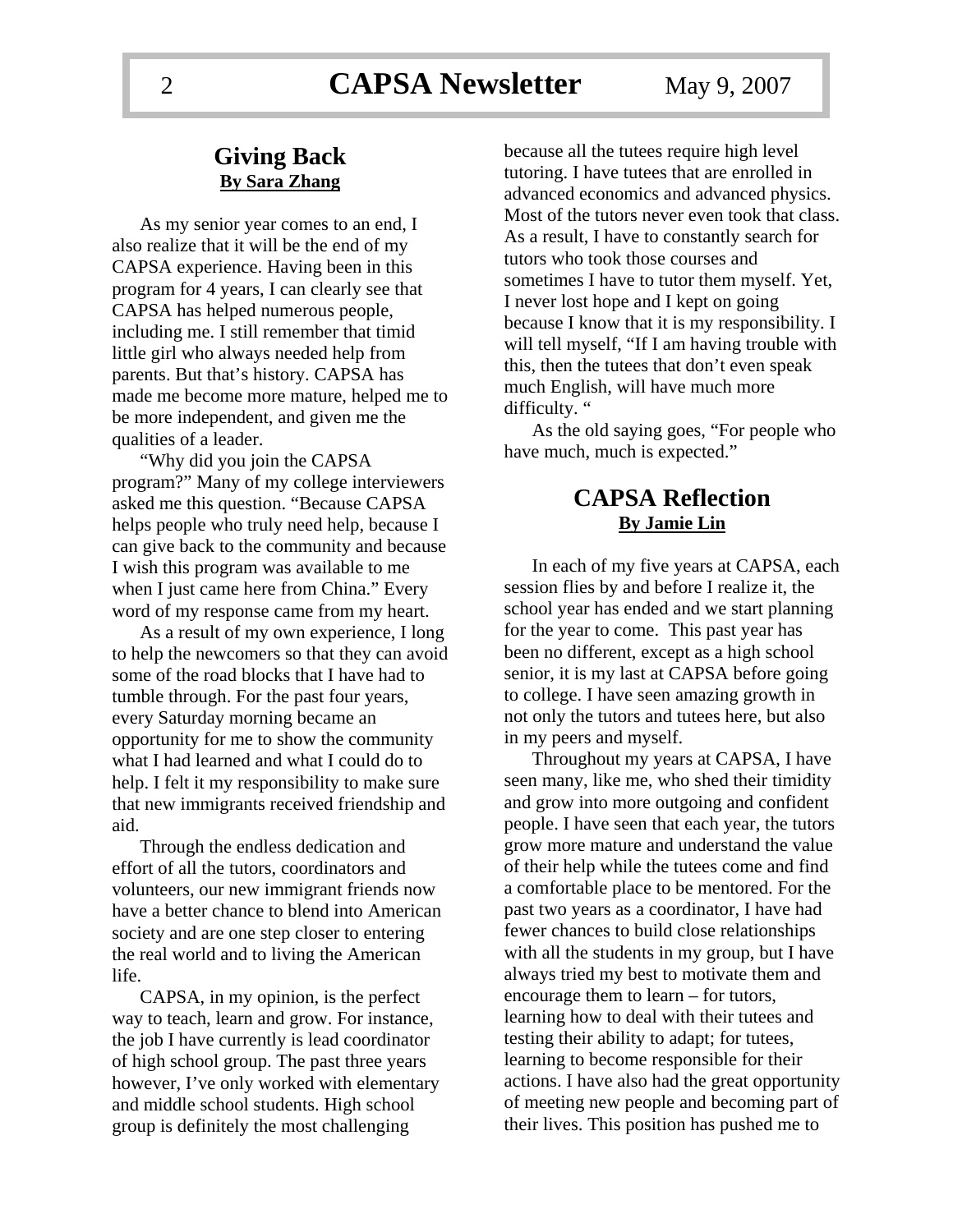## Giving Back

**By Sara Zhang**

As my senior year comes to an end, I also realize that it will be the end of my CAPSA experience. Having been in this program for 4 years, I can clearly see that CAPSA has helped numerous people, including me. I still remember that timid little girl who always needed help from parents. But that's history. CAPSA has made me become more mature, helped me to be more independent, and given me the qualities of a leader.

"Why did you join the CAPSA program?" Many of my college interviewers asked me this question. "Because CAPSA helps people who truly need help, because I can give back to the community and because I wish this program was available to me when I just came here from China." Every word of my response came from my heart.

As a result of my own experience, I long to help the newcomers so that they can avoid some of the road blocks that I have had to tumble through. For the past four years, every Saturday morning became an opportunity for me to show the community what I had learned and what I could do to help. I felt it my responsibility to make sure that new immigrants received friendship and aid.

Through the endless dedication and effort of all the tutors, coordinators and volunteers, our new immigrant friends now have a better chance to blend into American society and are one step closer to entering the real world and to living the American life.

CAPSA, in my opinion, is the perfect way to teach, learn and grow. For instance, the job I have currently is lead coordinator of high school group. The past three years however, I've only worked with elementary and middle school students. High school group is definitely the most challenging because all the tutees require high level tutoring. I have tutees that are enrolled in advanced economics and advanced physics. Most of the tutors never even took that class. As a result, I have to constantly search for tutors who took those courses and sometimes I have to tutor them myself. Yet, I never lost hope and I kept on going because I know that it is my responsibility. I will tell myself, "If I am having trouble with this, then the tutees that don't even speak much English, will have much more difficulty. "

As the old saying goes, "For people who have much, much is expected."

## CAPSA Reflection

**By Jamie Lin**

In each of my five years at CAPSA, each session flies by and before I realize it, the school year has ended and we start planning for the year to come. This past year has been no different, except as a high school senior, it is my last at CAPSA before going to college. I have seen amazing growth in not only the tutors and tutees here, but also in my peers and myself.

Throughout my years at CAPSA, I have seen many, like me, who shed their timidity and grow into more outgoing and confident people. I have seen that each year, the tutors grow more mature and understand the value of their help while the tutees come and find a comfortable place to be mentored. For the past two years as a coordinator, I have had fewer chances to build close relationships with all the students in my group, but I have always tried my best to motivate them and encourage them to learn – for tutors, learning how to deal with their tutees and testing their ability to adapt; for tutees, learning to become responsible for their actions. I have also had the great opportunity of meeting new people and becoming part of their lives. This position has pushed me to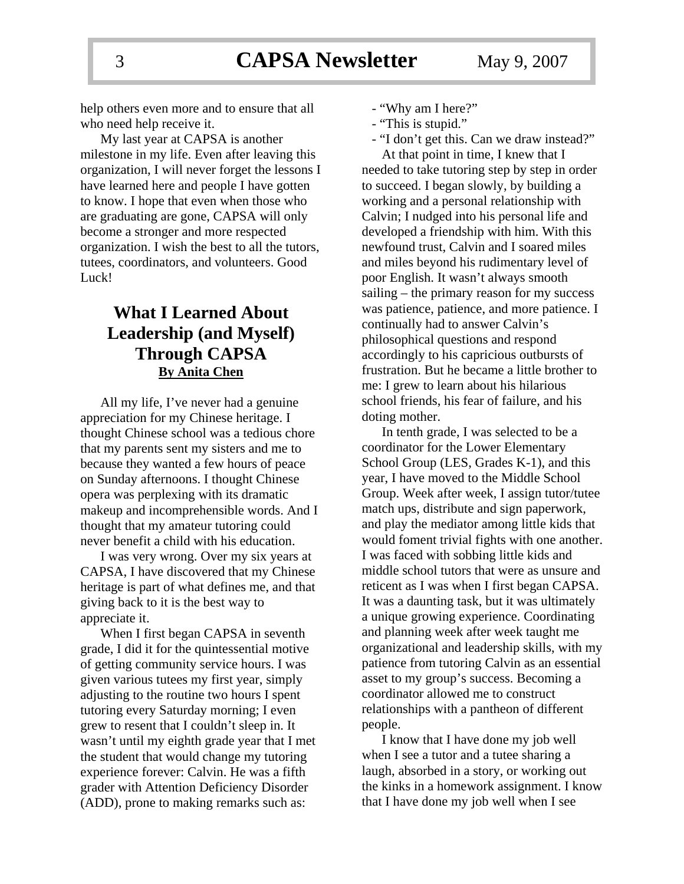help others even more and to ensure that all who need help receive it.

My last year at CAPSA is another milestone in my life. Even after leaving this organization, I will never forget the lessons I have learned here and people I have gotten to know. I hope that even when those who are graduating are gone, CAPSA will only become a stronger and more respected organization. I wish the best to all the tutors, tutees, coordinators, and volunteers. Good Luck!

## What I Learned About Leadership (and Myself) Through CAPSA

**By Anita Chen**

All my life, I've never had a genuine appreciation for my Chinese heritage. I thought Chinese school was a tedious chore that my parents sent my sisters and me to because they wanted a few hours of peace on Sunday afternoons. I thought Chinese opera was perplexing with its dramatic makeup and incomprehensible words. And I thought that my amateur tutoring could never benefit a child with his education.

I was very wrong. Over my six years at CAPSA, I have discovered that my Chinese heritage is part of what defines me, and that giving back to it is the best way to appreciate it.

When I first began CAPSA in seventh grade, I did it for the quintessential motive of getting community service hours. I was given various tutees my first year, simply adjusting to the routine two hours I spent tutoring every Saturday morning; I even grew to resent that I couldn't sleep in. It wasn't until my eighth grade year that I met the student that would change my tutoring experience forever: Calvin. He was a fifth grader with Attention Deficiency Disorder (ADD), prone to making remarks such as:

- "Why am I here?"
- "This is stupid."
- "I don't get this. Can we draw instead?"

At that point in time, I knew that I needed to take tutoring step by step in order to succeed. I began slowly, by building a working and a personal relationship with Calvin; I nudged into his personal life and developed a friendship with him. With this newfound trust, Calvin and I soared miles and miles beyond his rudimentary level of poor English. It wasn't always smooth sailing – the primary reason for my success was patience, patience, and more patience. I continually had to answer Calvin's philosophical questions and respond accordingly to his capricious outbursts of frustration. But he became a little brother to me: I grew to learn about his hilarious school friends, his fear of failure, and his doting mother.

In tenth grade, I was selected to be a coordinator for the Lower Elementary School Group (LES, Grades K-1), and this year, I have moved to the Middle School Group. Week after week, I assign tutor/tutee match ups, distribute and sign paperwork, and play the mediator among little kids that would foment trivial fights with one another. I was faced with sobbing little kids and middle school tutors that were as unsure and reticent as I was when I first began CAPSA. It was a daunting task, but it was ultimately a unique growing experience. Coordinating and planning week after week taught me organizational and leadership skills, with my patience from tutoring Calvin as an essential asset to my group's success. Becoming a coordinator allowed me to construct relationships with a pantheon of different people.

I know that I have done my job well when I see a tutor and a tutee sharing a laugh, absorbed in a story, or working out the kinks in a homework assignment. I know that I have done my job well when I see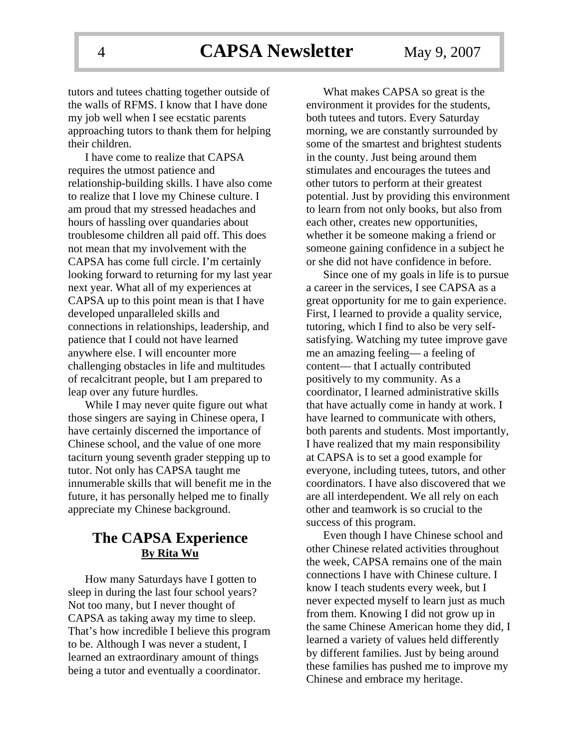tutors and tutees chatting together outside of the walls of RFMS. I know that I have done my job well when I see ecstatic parents approaching tutors to thank them for helping their children.

I have come to realize that CAPSA requires the utmost patience and relationship-building skills. I have also come to realize that I love my Chinese culture. I am proud that my stressed headaches and hours of hassling over quandaries about troublesome children all paid off. This does not mean that my involvement with the CAPSA has come full circle. I'm certainly looking forward to returning for my last year next year. What all of my experiences at CAPSA up to this point mean is that I have developed unparalleled skills and connections in relationships, leadership, and patience that I could not have learned anywhere else. I will encounter more challenging obstacles in life and multitudes of recalcitrant people, but I am prepared to leap over any future hurdles.

While I may never quite figure out what those singers are saying in Chinese opera, I have certainly discerned the importance of Chinese school, and the value of one more taciturn young seventh grader stepping up to tutor. Not only has CAPSA taught me innumerable skills that will benefit me in the future, it has personally helped me to finally appreciate my Chinese background.

## The CAPSA Experience

**By Rita Wu**

How many Saturdays have I gotten to sleep in during the last four school years? Not too many, but I never thought of CAPSA as taking away my time to sleep. That's how incredible I believe this program to be. Although I was never a student, I learned an extraordinary amount of things being a tutor and eventually a coordinator.

What makes CAPSA so great is the environment it provides for the students, both tutees and tutors. Every Saturday morning, we are constantly surrounded by some of the smartest and brightest students in the county. Just being around them stimulates and encourages the tutees and other tutors to perform at their greatest potential. Just by providing this environment to learn from not only books, but also from each other, creates new opportunities, whether it be someone making a friend or someone gaining confidence in a subject he or she did not have confidence in before.

Since one of my goals in life is to pursue a career in the services, I see CAPSA as a great opportunity for me to gain experience. First, I learned to provide a quality service, tutoring, which I find to also be very self-satisfying. Watching my tutee improve gave me an amazing feeling— a feeling of content— that I actually contributed positively to my community. As a coordinator, I learned administrative skills that have actually come in handy at work. I have learned to communicate with others, both parents and students. Most importantly, I have realized that my main responsibility at CAPSA is to set a good example for everyone, including tutees, tutors, and other coordinators. I have also discovered that we are all interdependent. We all rely on each other and teamwork is so crucial to the success of this program.

Even though I have Chinese school and other Chinese related activities throughout the week, CAPSA remains one of the main connections I have with Chinese culture. I know I teach students every week, but I never expected myself to learn just as much from them. Knowing I did not grow up in the same Chinese American home they did, I learned a variety of values held differently by different families. Just by being around these families has pushed me to improve my Chinese and embrace my heritage.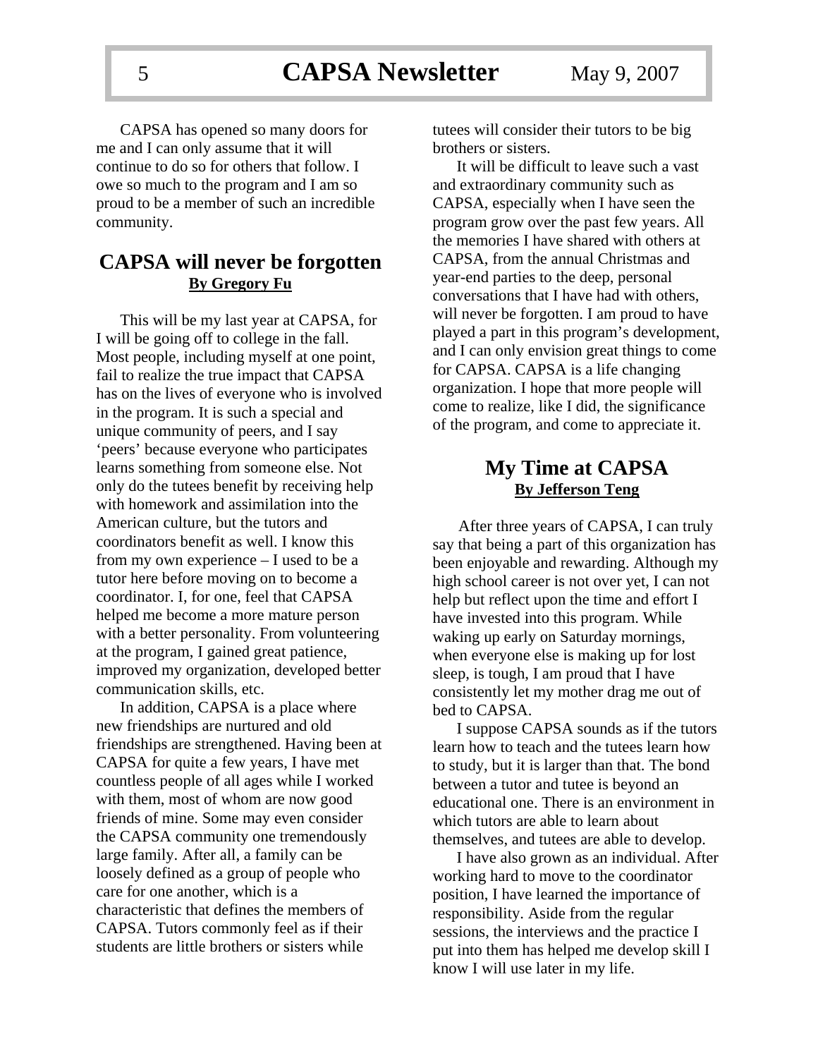CAPSA has opened so many doors for me and I can only assume that it will continue to do so for others that follow. I owe so much to the program and I am so proud to be a member of such an incredible community.

## CAPSA will never be forgotten

**By Gregory Fu**

This will be my last year at CAPSA, for I will be going off to college in the fall. Most people, including myself at one point, fail to realize the true impact that CAPSA has on the lives of everyone who is involved in the program. It is such a special and unique community of peers, and I say 'peers' because everyone who participates learns something from someone else. Not only do the tutees benefit by receiving help with homework and assimilation into the American culture, but the tutors and coordinators benefit as well. I know this from my own experience – I used to be a tutor here before moving on to become a coordinator. I, for one, feel that CAPSA helped me become a more mature person with a better personality. From volunteering at the program, I gained great patience, improved my organization, developed better communication skills, etc.

In addition, CAPSA is a place where new friendships are nurtured and old friendships are strengthened. Having been at CAPSA for quite a few years, I have met countless people of all ages while I worked with them, most of whom are now good friends of mine. Some may even consider the CAPSA community one tremendously large family. After all, a family can be loosely defined as a group of people who care for one another, which is a characteristic that defines the members of CAPSA. Tutors commonly feel as if their students are little brothers or sisters while tutees will consider their tutors to be big brothers or sisters.

It will be difficult to leave such a vast and extraordinary community such as CAPSA, especially when I have seen the program grow over the past few years. All the memories I have shared with others at CAPSA, from the annual Christmas and year-end parties to the deep, personal conversations that I have had with others, will never be forgotten. I am proud to have played a part in this program's development, and I can only envision great things to come for CAPSA. CAPSA is a life changing organization. I hope that more people will come to realize, like I did, the significance of the program, and come to appreciate it.

## My Time at CAPSA

**By Jefferson Teng**

After three years of CAPSA, I can truly say that being a part of this organization has been enjoyable and rewarding. Although my high school career is not over yet, I can not help but reflect upon the time and effort I have invested into this program. While waking up early on Saturday mornings, when everyone else is making up for lost sleep, is tough, I am proud that I have consistently let my mother drag me out of bed to CAPSA.

I suppose CAPSA sounds as if the tutors learn how to teach and the tutees learn how to study, but it is larger than that. The bond between a tutor and tutee is beyond an educational one. There is an environment in which tutors are able to learn about themselves, and tutees are able to develop.

I have also grown as an individual. After working hard to move to the coordinator position, I have learned the importance of responsibility. Aside from the regular sessions, the interviews and the practice I put into them has helped me develop skill I know I will use later in my life.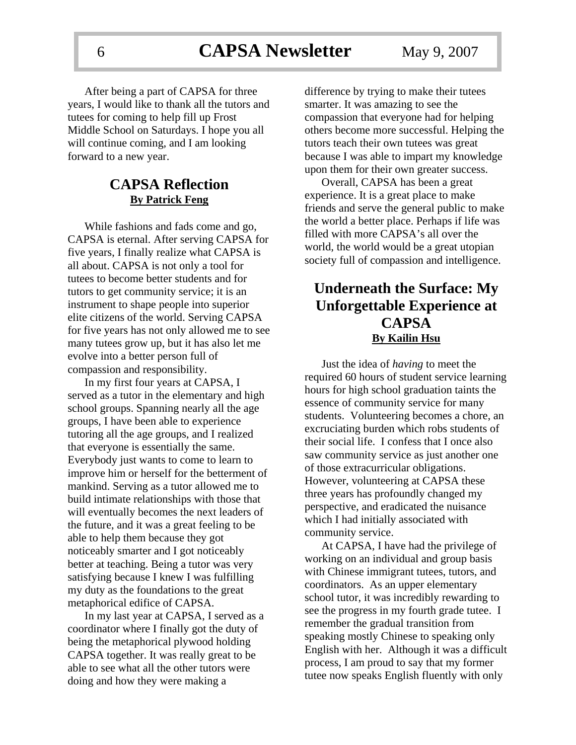After being a part of CAPSA for three years, I would like to thank all the tutors and tutees for coming to help fill up Frost Middle School on Saturdays. I hope you all will continue coming, and I am looking forward to a new year.

## CAPSA Reflection

**By Patrick Feng**

While fashions and fads come and go, CAPSA is eternal. After serving CAPSA for five years, I finally realize what CAPSA is all about. CAPSA is not only a tool for tutees to become better students and for tutors to get community service; it is an instrument to shape people into superior elite citizens of the world. Serving CAPSA for five years has not only allowed me to see many tutees grow up, but it has also let me evolve into a better person full of compassion and responsibility.

In my first four years at CAPSA, I served as a tutor in the elementary and high school groups. Spanning nearly all the age groups, I have been able to experience tutoring all the age groups, and I realized that everyone is essentially the same. Everybody just wants to come to learn to improve him or herself for the betterment of mankind. Serving as a tutor allowed me to build intimate relationships with those that will eventually becomes the next leaders of the future, and it was a great feeling to be able to help them because they got noticeably smarter and I got noticeably better at teaching. Being a tutor was very satisfying because I knew I was fulfilling my duty as the foundations to the great metaphorical edifice of CAPSA.

In my last year at CAPSA, I served as a coordinator where I finally got the duty of being the metaphorical plywood holding CAPSA together. It was really great to be able to see what all the other tutors were doing and how they were making a difference by trying to make their tutees smarter. It was amazing to see the compassion that everyone had for helping others become more successful. Helping the tutors teach their own tutees was great because I was able to impart my knowledge upon them for their own greater success.

Overall, CAPSA has been a great experience. It is a great place to make friends and serve the general public to make the world a better place. Perhaps if life was filled with more CAPSA's all over the world, the world would be a great utopian society full of compassion and intelligence.

## Underneath the Surface: My Unforgettable Experience at CAPSA

**By Kailin Hsu**

Just the idea of *having* to meet the required 60 hours of student service learning hours for high school graduation taints the essence of community service for many students. Volunteering becomes a chore, an excruciating burden which robs students of their social life. I confess that I once also saw community service as just another one of those extracurricular obligations. However, volunteering at CAPSA these three years has profoundly changed my perspective, and eradicated the nuisance which I had initially associated with community service.

At CAPSA, I have had the privilege of working on an individual and group basis with Chinese immigrant tutees, tutors, and coordinators. As an upper elementary school tutor, it was incredibly rewarding to see the progress in my fourth grade tutee. I remember the gradual transition from speaking mostly Chinese to speaking only English with her. Although it was a difficult process, I am proud to say that my former tutee now speaks English fluently with only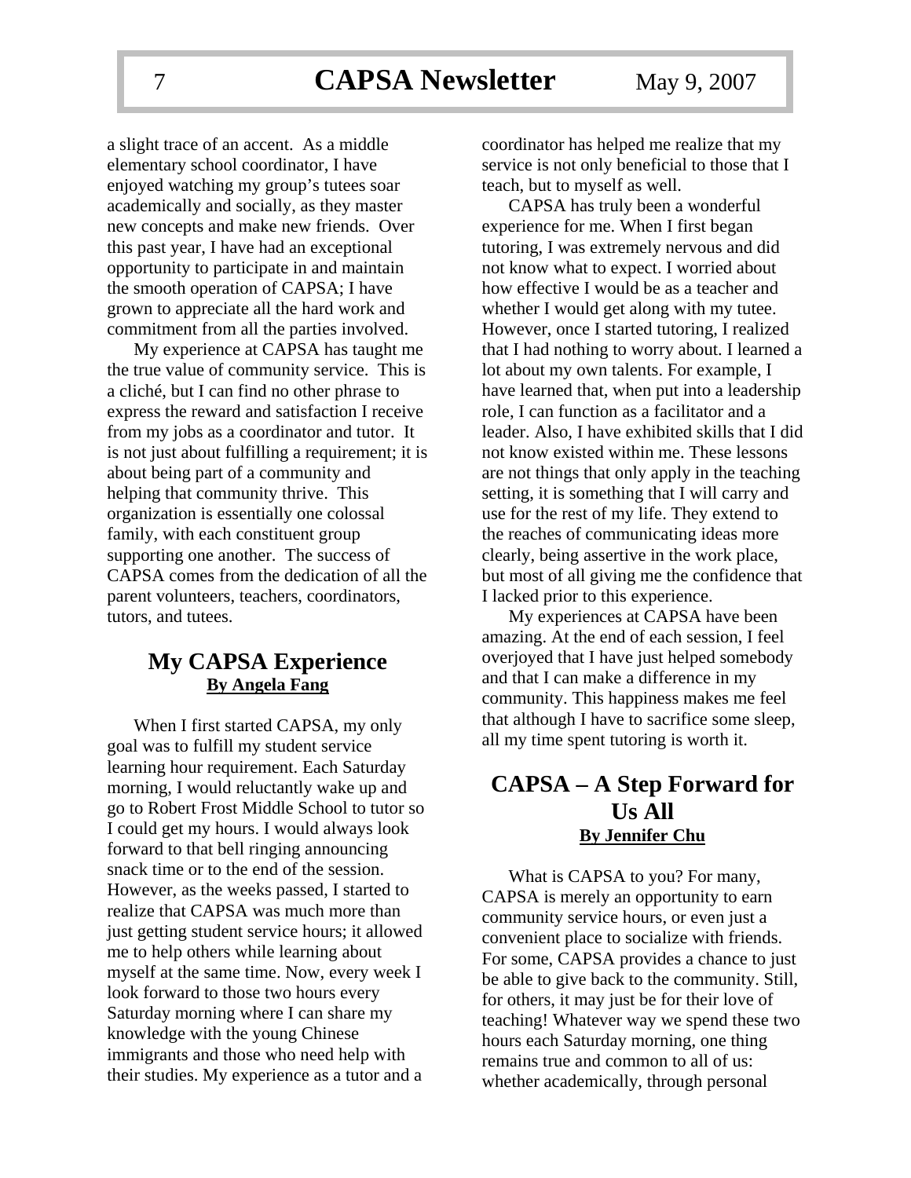a slight trace of an accent. As a middle elementary school coordinator, I have enjoyed watching my group's tutees soar academically and socially, as they master new concepts and make new friends. Over this past year, I have had an exceptional opportunity to participate in and maintain the smooth operation of CAPSA; I have grown to appreciate all the hard work and commitment from all the parties involved.

My experience at CAPSA has taught me the true value of community service. This is a cliché, but I can find no other phrase to express the reward and satisfaction I receive from my jobs as a coordinator and tutor. It is not just about fulfilling a requirement; it is about being part of a community and helping that community thrive. This organization is essentially one colossal family, with each constituent group supporting one another. The success of CAPSA comes from the dedication of all the parent volunteers, teachers, coordinators, tutors, and tutees.

## My CAPSA Experience

**By Angela Fang**

When I first started CAPSA, my only goal was to fulfill my student service learning hour requirement. Each Saturday morning, I would reluctantly wake up and go to Robert Frost Middle School to tutor so I could get my hours. I would always look forward to that bell ringing announcing snack time or to the end of the session. However, as the weeks passed, I started to realize that CAPSA was much more than just getting student service hours; it allowed me to help others while learning about myself at the same time. Now, every week I look forward to those two hours every Saturday morning where I can share my knowledge with the young Chinese immigrants and those who need help with their studies. My experience as a tutor and a coordinator has helped me realize that my service is not only beneficial to those that I teach, but to myself as well.

CAPSA has truly been a wonderful experience for me. When I first began tutoring, I was extremely nervous and did not know what to expect. I worried about how effective I would be as a teacher and whether I would get along with my tutee. However, once I started tutoring, I realized that I had nothing to worry about. I learned a lot about my own talents. For example, I have learned that, when put into a leadership role, I can function as a facilitator and a leader. Also, I have exhibited skills that I did not know existed within me. These lessons are not things that only apply in the teaching setting, it is something that I will carry and use for the rest of my life. They extend to the reaches of communicating ideas more clearly, being assertive in the work place, but most of all giving me the confidence that I lacked prior to this experience.

My experiences at CAPSA have been amazing. At the end of each session, I feel overjoyed that I have just helped somebody and that I can make a difference in my community. This happiness makes me feel that although I have to sacrifice some sleep, all my time spent tutoring is worth it.

## CAPSA – A Step Forward for Us All

**By Jennifer Chu**

What is CAPSA to you? For many, CAPSA is merely an opportunity to earn community service hours, or even just a convenient place to socialize with friends. For some, CAPSA provides a chance to just be able to give back to the community. Still, for others, it may just be for their love of teaching! Whatever way we spend these two hours each Saturday morning, one thing remains true and common to all of us: whether academically, through personal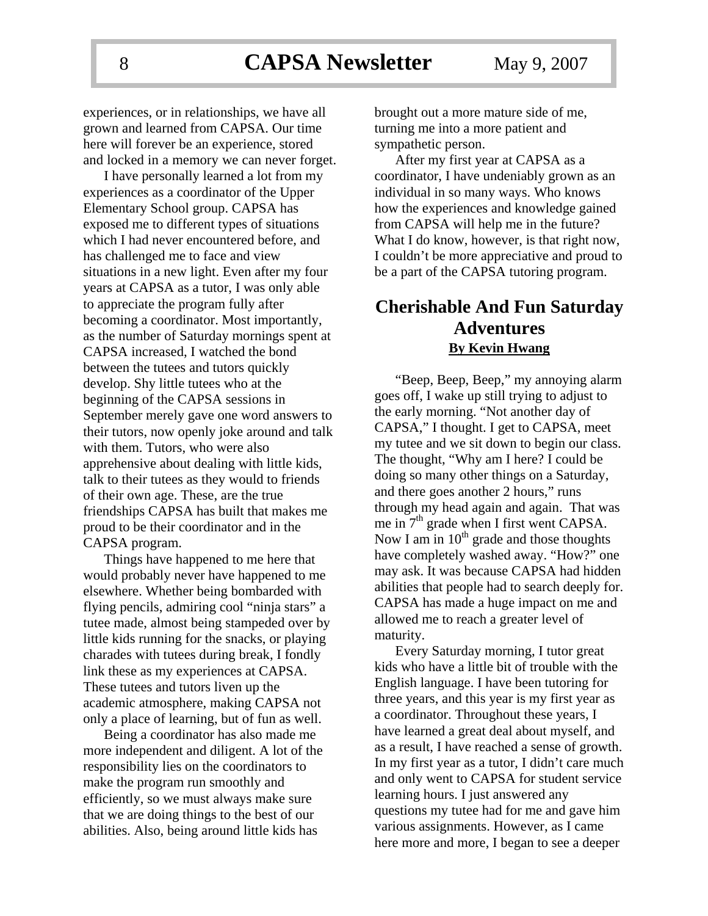experiences, or in relationships, we have all grown and learned from CAPSA. Our time here will forever be an experience, stored and locked in a memory we can never forget.

I have personally learned a lot from my experiences as a coordinator of the Upper Elementary School group. CAPSA has exposed me to different types of situations which I had never encountered before, and has challenged me to face and view situations in a new light. Even after my four years at CAPSA as a tutor, I was only able to appreciate the program fully after becoming a coordinator. Most importantly, as the number of Saturday mornings spent at CAPSA increased, I watched the bond between the tutees and tutors quickly develop. Shy little tutees who at the beginning of the CAPSA sessions in September merely gave one word answers to their tutors, now openly joke around and talk with them. Tutors, who were also apprehensive about dealing with little kids, talk to their tutees as they would to friends of their own age. These, are the true friendships CAPSA has built that makes me proud to be their coordinator and in the CAPSA program.

Things have happened to me here that would probably never have happened to me elsewhere. Whether being bombarded with flying pencils, admiring cool "ninja stars" a tutee made, almost being stampeded over by little kids running for the snacks, or playing charades with tutees during break, I fondly link these as my experiences at CAPSA. These tutees and tutors liven up the academic atmosphere, making CAPSA not only a place of learning, but of fun as well.

Being a coordinator has also made me more independent and diligent. A lot of the responsibility lies on the coordinators to make the program run smoothly and efficiently, so we must always make sure that we are doing things to the best of our abilities. Also, being around little kids has brought out a more mature side of me, turning me into a more patient and sympathetic person.

After my first year at CAPSA as a coordinator, I have undeniably grown as an individual in so many ways. Who knows how the experiences and knowledge gained from CAPSA will help me in the future? What I do know, however, is that right now, I couldn't be more appreciative and proud to be a part of the CAPSA tutoring program.

## Cherishable And Fun Saturday Adventures

**By Kevin Hwang**

"Beep, Beep, Beep," my annoying alarm goes off, I wake up still trying to adjust to the early morning. "Not another day of CAPSA," I thought. I get to CAPSA, meet my tutee and we sit down to begin our class. The thought, "Why am I here? I could be doing so many other things on a Saturday, and there goes another 2 hours," runs through my head again and again. That was me in 7th grade when I first went CAPSA. Now I am in 10th grade and those thoughts have completely washed away. "How?" one may ask. It was because CAPSA had hidden abilities that people had to search deeply for. CAPSA has made a huge impact on me and allowed me to reach a greater level of maturity.

Every Saturday morning, I tutor great kids who have a little bit of trouble with the English language. I have been tutoring for three years, and this year is my first year as a coordinator. Throughout these years, I have learned a great deal about myself, and as a result, I have reached a sense of growth. In my first year as a tutor, I didn't care much and only went to CAPSA for student service learning hours. I just answered any questions my tutee had for me and gave him various assignments. However, as I came here more and more, I began to see a deeper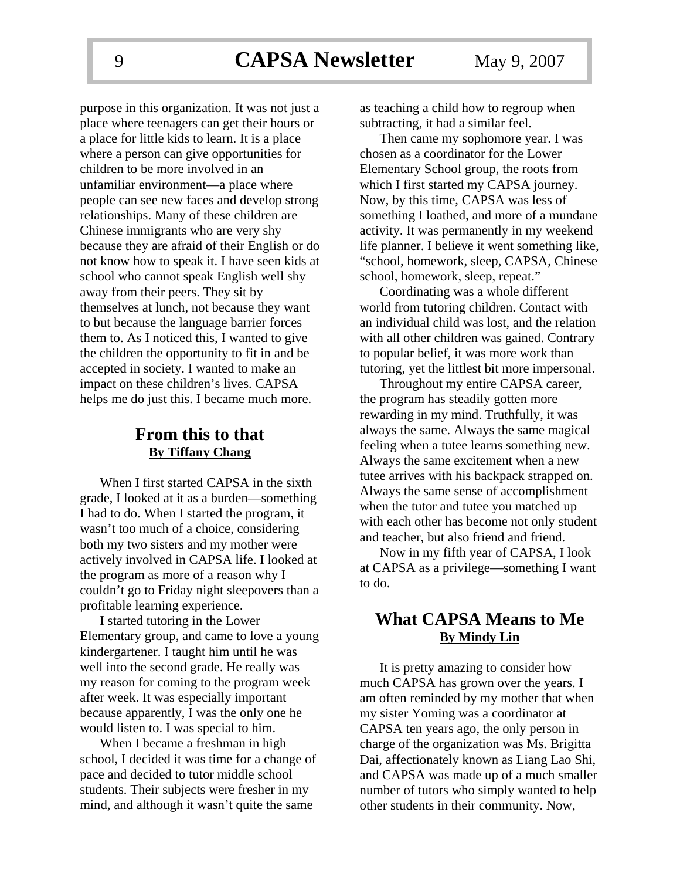purpose in this organization. It was not just a place where teenagers can get their hours or a place for little kids to learn. It is a place where a person can give opportunities for children to be more involved in an unfamiliar environment—a place where people can see new faces and develop strong relationships. Many of these children are Chinese immigrants who are very shy because they are afraid of their English or do not know how to speak it. I have seen kids at school who cannot speak English well shy away from their peers. They sit by themselves at lunch, not because they want to but because the language barrier forces them to. As I noticed this, I wanted to give the children the opportunity to fit in and be accepted in society. I wanted to make an impact on these children's lives. CAPSA helps me do just this. I became much more.

## From this to that

**By Tiffany Chang**

When I first started CAPSA in the sixth grade, I looked at it as a burden—something I had to do. When I started the program, it wasn't too much of a choice, considering both my two sisters and my mother were actively involved in CAPSA life. I looked at the program as more of a reason why I couldn't go to Friday night sleepovers than a profitable learning experience.

I started tutoring in the Lower Elementary group, and came to love a young kindergartener. I taught him until he was well into the second grade. He really was my reason for coming to the program week after week. It was especially important because apparently, I was the only one he would listen to. I was special to him.

When I became a freshman in high school, I decided it was time for a change of pace and decided to tutor middle school students. Their subjects were fresher in my mind, and although it wasn't quite the same as teaching a child how to regroup when subtracting, it had a similar feel.

Then came my sophomore year. I was chosen as a coordinator for the Lower Elementary School group, the roots from which I first started my CAPSA journey. Now, by this time, CAPSA was less of something I loathed, and more of a mundane activity. It was permanently in my weekend life planner. I believe it went something like, "school, homework, sleep, CAPSA, Chinese school, homework, sleep, repeat."

Coordinating was a whole different world from tutoring children. Contact with an individual child was lost, and the relation with all other children was gained. Contrary to popular belief, it was more work than tutoring, yet the littlest bit more impersonal.

Throughout my entire CAPSA career, the program has steadily gotten more rewarding in my mind. Truthfully, it was always the same. Always the same magical feeling when a tutee learns something new. Always the same excitement when a new tutee arrives with his backpack strapped on. Always the same sense of accomplishment when the tutor and tutee you matched up with each other has become not only student and teacher, but also friend and friend.

Now in my fifth year of CAPSA, I look at CAPSA as a privilege—something I want to do.

## What CAPSA Means to Me

**By Mindy Lin**

It is pretty amazing to consider how much CAPSA has grown over the years. I am often reminded by my mother that when my sister Yoming was a coordinator at CAPSA ten years ago, the only person in charge of the organization was Ms. Brigitta Dai, affectionately known as Liang Lao Shi, and CAPSA was made up of a much smaller number of tutors who simply wanted to help other students in their community. Now,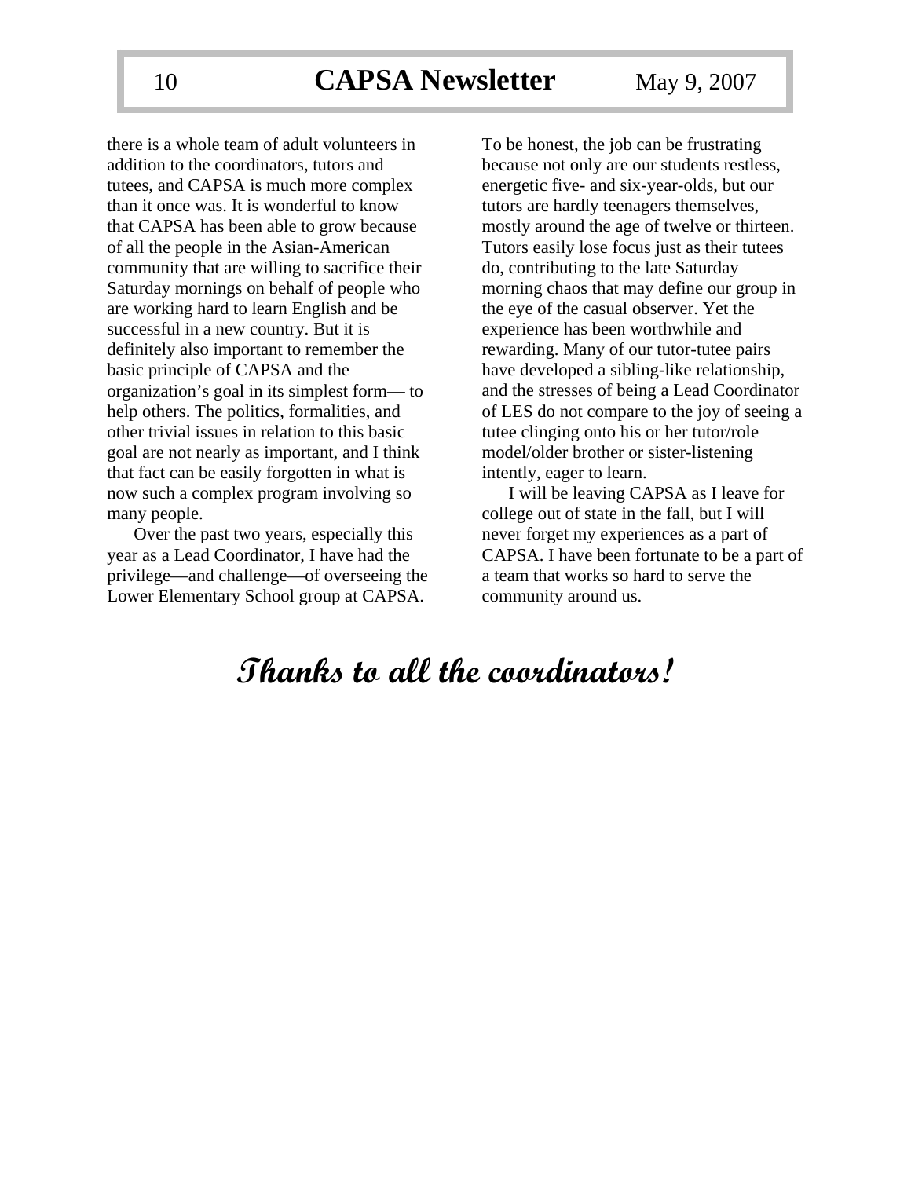there is a whole team of adult volunteers in addition to the coordinators, tutors and tutees, and CAPSA is much more complex than it once was. It is wonderful to know that CAPSA has been able to grow because of all the people in the Asian-American community that are willing to sacrifice their Saturday mornings on behalf of people who are working hard to learn English and be successful in a new country. But it is definitely also important to remember the basic principle of CAPSA and the organization's goal in its simplest form— to help others. The politics, formalities, and other trivial issues in relation to this basic goal are not nearly as important, and I think that fact can be easily forgotten in what is now such a complex program involving so many people.

Over the past two years, especially this year as a Lead Coordinator, I have had the privilege—and challenge—of overseeing the Lower Elementary School group at CAPSA. To be honest, the job can be frustrating because not only are our students restless, energetic five- and six-year-olds, but our tutors are hardly teenagers themselves, mostly around the age of twelve or thirteen. Tutors easily lose focus just as their tutees do, contributing to the late Saturday morning chaos that may define our group in the eye of the casual observer. Yet the experience has been worthwhile and rewarding. Many of our tutor-tutee pairs have developed a sibling-like relationship, and the stresses of being a Lead Coordinator of LES do not compare to the joy of seeing a tutee clinging onto his or her tutor/role model/older brother or sister-listening intently, eager to learn.

I will be leaving CAPSA as I leave for college out of state in the fall, but I will never forget my experiences as a part of CAPSA. I have been fortunate to be a part of a team that works so hard to serve the community around us.

## *Thanks to all the coordinators!*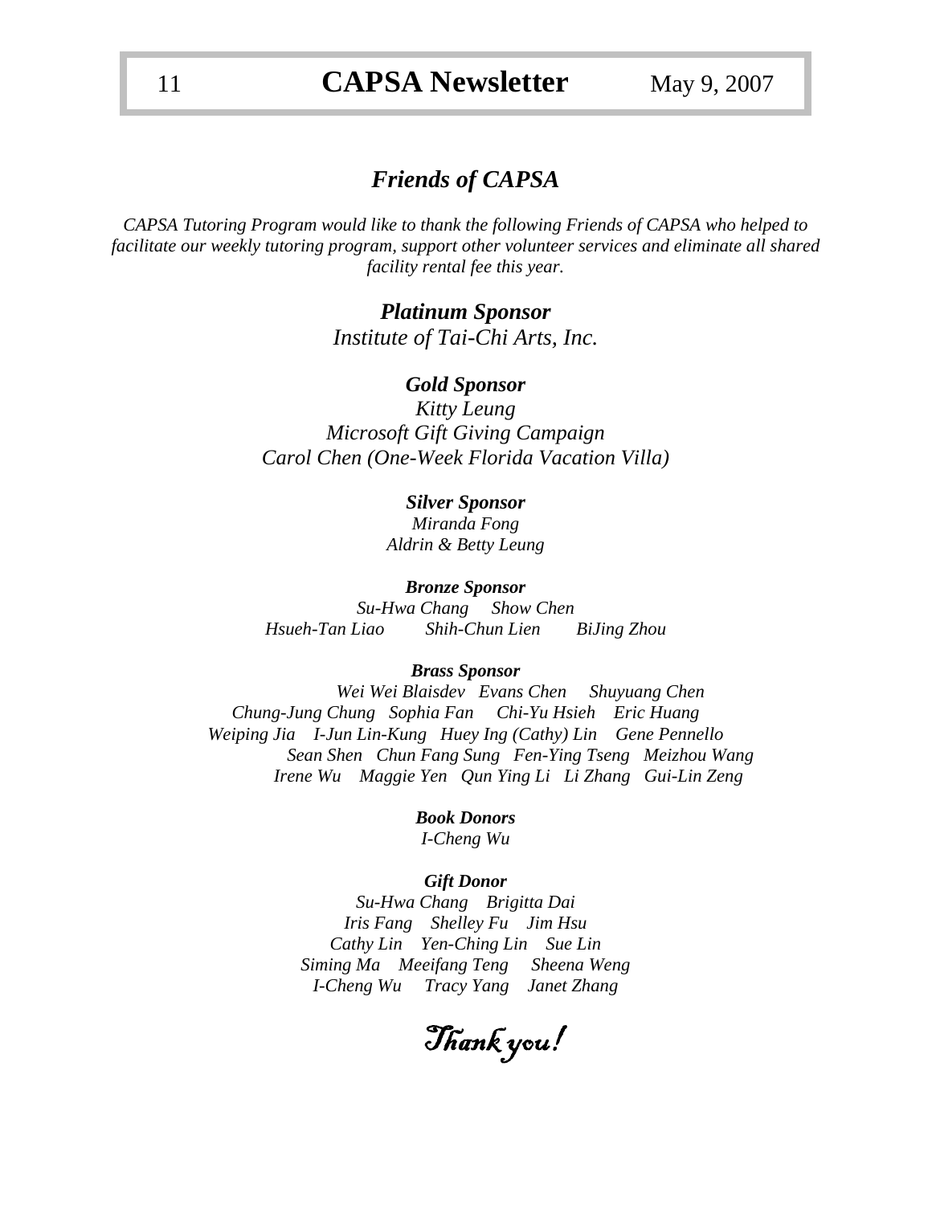## *Friends of CAPSA*

*CAPSA Tutoring Program would like to thank the following Friends of CAPSA who helped to facilitate our weekly tutoring program, support other volunteer services and eliminate all shared facility rental fee this year.*

### ***Platinum Sponsor***

*Institute of Tai-Chi Arts, Inc.*

### ***Gold Sponsor***

*Kitty Leung*
*Microsoft Gift Giving Campaign*
*Carol Chen (One-Week Florida Vacation Villa)*

#### ***Silver Sponsor***

*Miranda Fong*
*Aldrin & Betty Leung*

#### ***Bronze Sponsor***

*Su-Hwa Chang Show Chen*
*Hsueh-Tan Liao Shih-Chun Lien BiJing Zhou*

#### ***Brass Sponsor***

*Wei Wei Blaisdev Evans Chen Shuyuang Chen*
*Chung-Jung Chung Sophia Fan Chi-Yu Hsieh Eric Huang*
*Weiping Jia I-Jun Lin-Kung Huey Ing (Cathy) Lin Gene Pennello*
*Sean Shen Chun Fang Sung Fen-Ying Tseng Meizhou Wang*
*Irene Wu Maggie Yen Qun Ying Li Li Zhang Gui-Lin Zeng*

#### ***Book Donors***

*I-Cheng Wu*

#### ***Gift Donor***

*Su-Hwa Chang Brigitta Dai*
*Iris Fang Shelley Fu Jim Hsu*
*Cathy Lin Yen-Ching Lin Sue Lin*
*Siming Ma Meeifang Teng Sheena Weng*
*I-Cheng Wu Tracy Yang Janet Zhang*

*Thank you!*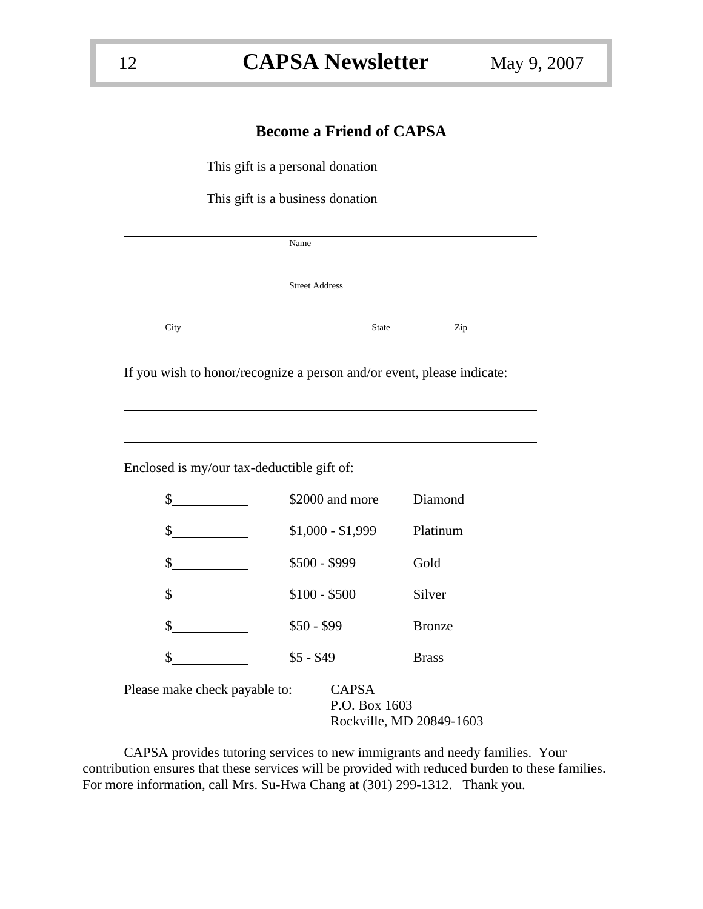## Become a Friend of CAPSA

_______ This gift is a personal donation

_______ This gift is a business donation

______________________________________________
Name

______________________________________________
Street Address

______________________________________________
City State Zip

If you wish to honor/recognize a person and/or event, please indicate:

______________________________________________

______________________________________________

Enclosed is my/our tax-deductible gift of:

| | | |
|---|---|---|
| $__________ | $2000 and more | Diamond |
| $__________ | $1,000 - $1,999 | Platinum |
| $__________ | $500 - $999 | Gold |
| $__________ | $100 - $500 | Silver |
| $__________ | $50 - $99 | Bronze |
| $__________ | $5 - $49 | Brass |

Please make check payable to: CAPSA
P.O. Box 1603
Rockville, MD 20849-1603

CAPSA provides tutoring services to new immigrants and needy families. Your contribution ensures that these services will be provided with reduced burden to these families. For more information, call Mrs. Su-Hwa Chang at (301) 299-1312. Thank you.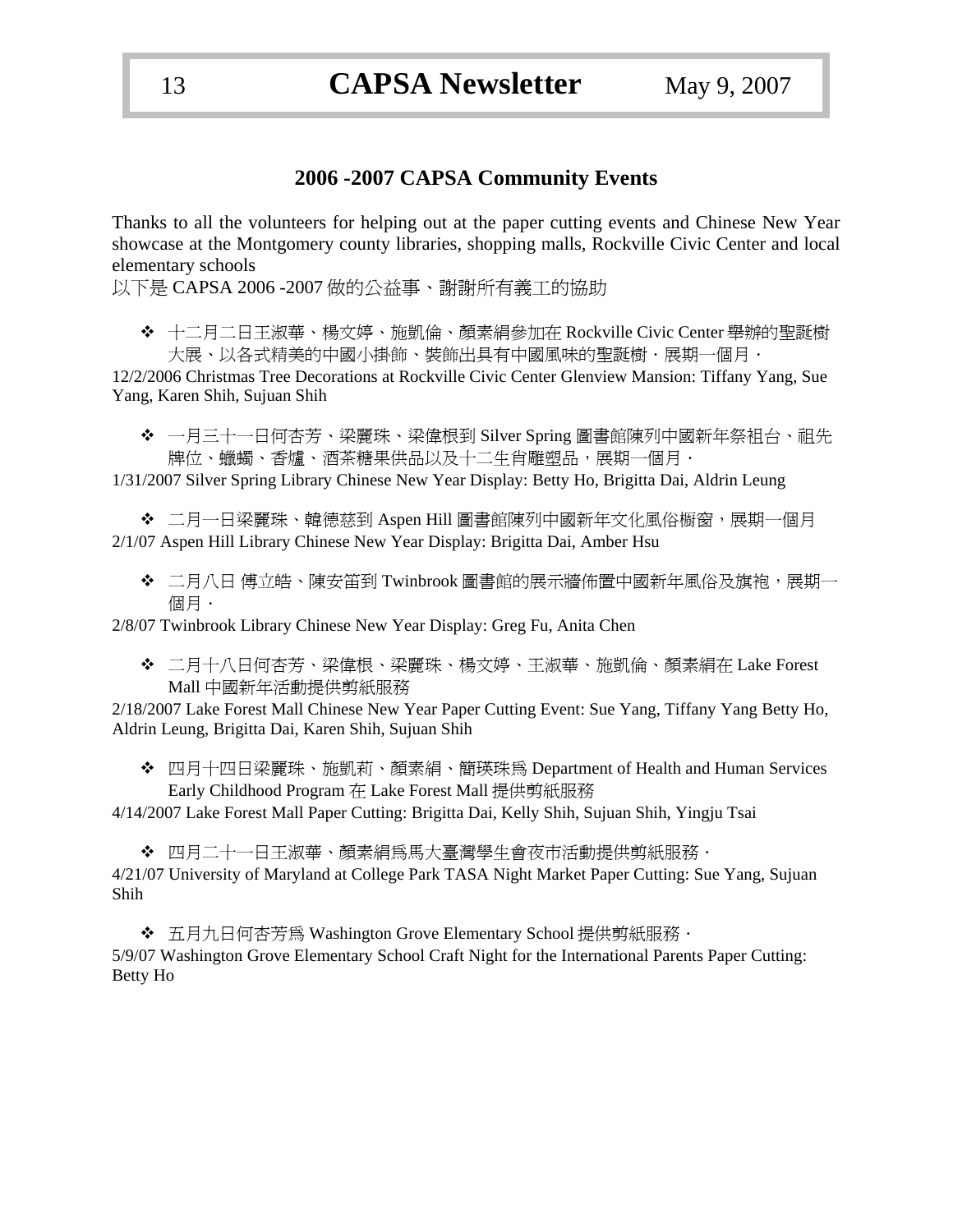## 2006 -2007 CAPSA Community Events

Thanks to all the volunteers for helping out at the paper cutting events and Chinese New Year showcase at the Montgomery county libraries, shopping malls, Rockville Civic Center and local elementary schools

以下是 CAPSA 2006 -2007 做的公益事、謝謝所有義工的協助

- 十二月二日王淑華、楊文婷、施凱倫、顏素絹參加在 Rockville Civic Center 舉辦的聖誕樹大展、以各式精美的中國小掛飾、裝飾出具有中國風味的聖誕樹，展期一個月．

12/2/2006 Christmas Tree Decorations at Rockville Civic Center Glenview Mansion: Tiffany Yang, Sue Yang, Karen Shih, Sujuan Shih

- 一月三十一日何杏芳、梁麗珠、梁偉根到 Silver Spring 圖書館陳列中國新年祭祖台、祖先牌位、蠟蠋、香爐、酒茶糖果供品以及十二生肖雕塑品，展期一個月．

1/31/2007 Silver Spring Library Chinese New Year Display: Betty Ho, Brigitta Dai, Aldrin Leung

- 二月一日梁麗珠、韓德慈到 Aspen Hill 圖書館陳列中國新年文化風俗櫥窗，展期一個月

2/1/07 Aspen Hill Library Chinese New Year Display: Brigitta Dai, Amber Hsu

- 二月八日 傅立皓、陳安笛到 Twinbrook 圖書館的展示牆佈置中國新年風俗及旗袍，展期一個月．

2/8/07 Twinbrook Library Chinese New Year Display: Greg Fu, Anita Chen

- 二月十八日何杏芳、梁偉根、梁麗珠、楊文婷、王淑華、施凱倫、顏素絹在 Lake Forest Mall 中國新年活動提供剪紙服務

2/18/2007 Lake Forest Mall Chinese New Year Paper Cutting Event: Sue Yang, Tiffany Yang Betty Ho, Aldrin Leung, Brigitta Dai, Karen Shih, Sujuan Shih

- 四月十四日梁麗珠、施凱莉、顏素絹、簡瑛珠為 Department of Health and Human Services Early Childhood Program 在 Lake Forest Mall 提供剪紙服務

4/14/2007 Lake Forest Mall Paper Cutting: Brigitta Dai, Kelly Shih, Sujuan Shih, Yingju Tsai

- 四月二十一日王淑華、顏素絹為馬大臺灣學生會夜市活動提供剪紙服務．

4/21/07 University of Maryland at College Park TASA Night Market Paper Cutting: Sue Yang, Sujuan Shih

- 五月九日何杏芳為 Washington Grove Elementary School 提供剪紙服務．

5/9/07 Washington Grove Elementary School Craft Night for the International Parents Paper Cutting: Betty Ho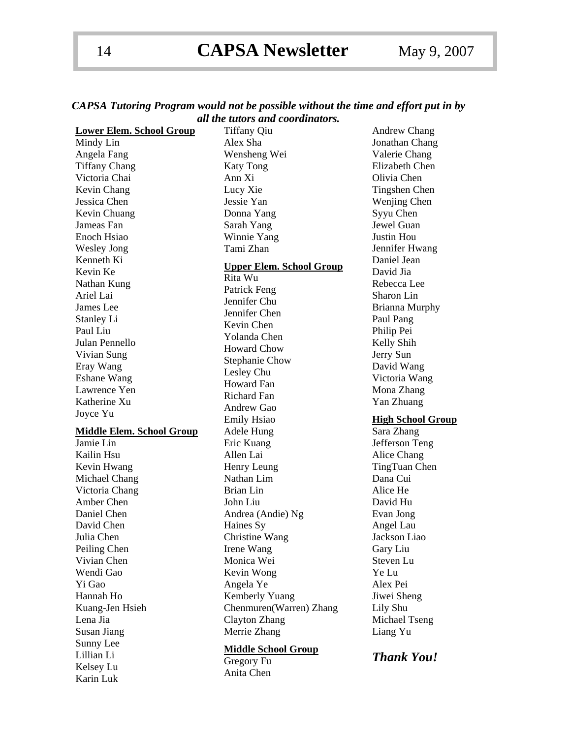***CAPSA Tutoring Program would not be possible without the time and effort put in by all the tutors and coordinators.***

**Lower Elem. School Group**

Mindy Lin
Angela Fang
Tiffany Chang
Victoria Chai
Kevin Chang
Jessica Chen
Kevin Chuang
Jameas Fan
Enoch Hsiao
Wesley Jong
Kenneth Ki
Kevin Ke
Nathan Kung
Ariel Lai
James Lee
Stanley Li
Paul Liu
Julan Pennello
Vivian Sung
Eray Wang
Eshane Wang
Lawrence Yen
Katherine Xu
Joyce Yu

**Middle Elem. School Group**

Jamie Lin
Kailin Hsu
Kevin Hwang
Michael Chang
Victoria Chang
Amber Chen
Daniel Chen
David Chen
Julia Chen
Peiling Chen
Vivian Chen
Wendi Gao
Yi Gao
Hannah Ho
Kuang-Jen Hsieh
Lena Jia
Susan Jiang
Sunny Lee
Lillian Li
Kelsey Lu
Karin Luk
Tiffany Qiu
Alex Sha
Wensheng Wei
Katy Tong
Ann Xi
Lucy Xie
Jessie Yan
Donna Yang
Sarah Yang
Winnie Yang
Tami Zhan

**Upper Elem. School Group**

Rita Wu
Patrick Feng
Jennifer Chu
Jennifer Chen
Kevin Chen
Yolanda Chen
Howard Chow
Stephanie Chow
Lesley Chu
Howard Fan
Richard Fan
Andrew Gao
Emily Hsiao
Adele Hung
Eric Kuang
Allen Lai
Henry Leung
Nathan Lim
Brian Lin
John Liu
Andrea (Andie) Ng
Haines Sy
Christine Wang
Irene Wang
Monica Wei
Kevin Wong
Angela Ye
Kemberly Yuang
Chenmuren(Warren) Zhang
Clayton Zhang
Merrie Zhang

**Middle School Group**

Gregory Fu
Anita Chen
Andrew Chang
Jonathan Chang
Valerie Chang
Elizabeth Chen
Olivia Chen
Tingshen Chen
Wenjing Chen
Syyu Chen
Jewel Guan
Justin Hou
Jennifer Hwang
Daniel Jean
David Jia
Rebecca Lee
Sharon Lin
Brianna Murphy
Paul Pang
Philip Pei
Kelly Shih
Jerry Sun
David Wang
Victoria Wang
Mona Zhang
Yan Zhuang

**High School Group**

Sara Zhang
Jefferson Teng
Alice Chang
TingTuan Chen
Dana Cui
Alice He
David Hu
Evan Jong
Angel Lau
Jackson Liao
Gary Liu
Steven Lu
Ye Lu
Alex Pei
Jiwei Sheng
Lily Shu
Michael Tseng
Liang Yu

***Thank You!***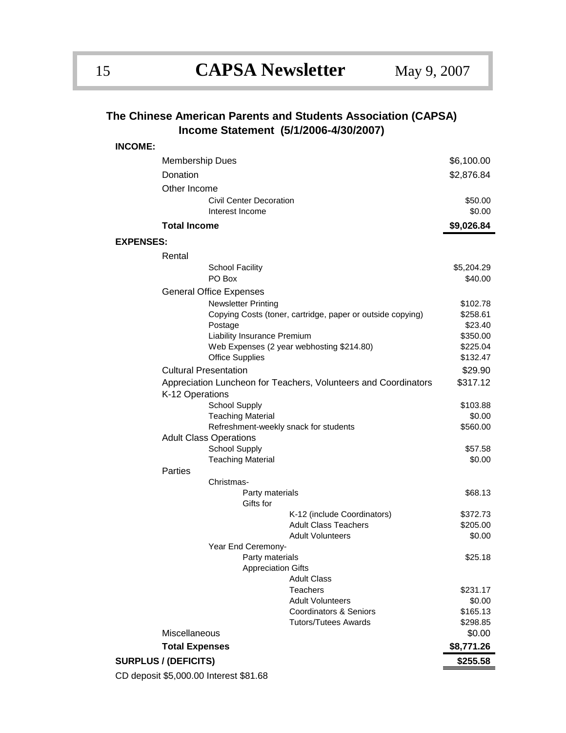## The Chinese American Parents and Students Association (CAPSA)
## Income Statement (5/1/2006-4/30/2007)

| Item | Amount |
|---|---|
| **INCOME:** | |
| Membership Dues | $6,100.00 |
| Donation | $2,876.84 |
| Other Income | |
| Civil Center Decoration | $50.00 |
| Interest Income | $0.00 |
| **Total Income** | **$9,026.84** |
| **EXPENSES:** | |
| Rental | |
| School Facility | $5,204.29 |
| PO Box | $40.00 |
| General Office Expenses | |
| Newsletter Printing | $102.78 |
| Copying Costs (toner, cartridge, paper or outside copying) | $258.61 |
| Postage | $23.40 |
| Liability Insurance Premium | $350.00 |
| Web Expenses (2 year webhosting $214.80) | $225.04 |
| Office Supplies | $132.47 |
| Cultural Presentation | $29.90 |
| Appreciation Luncheon for Teachers, Volunteers and Coordinators | $317.12 |
| K-12 Operations | |
| School Supply | $103.88 |
| Teaching Material | $0.00 |
| Refreshment-weekly snack for students | $560.00 |
| Adult Class Operations | |
| School Supply | $57.58 |
| Teaching Material | $0.00 |
| Parties | |
| Christmas- | |
| Party materials | $68.13 |
| Gifts for | |
| K-12 (include Coordinators) | $372.73 |
| Adult Class Teachers | $205.00 |
| Adult Volunteers | $0.00 |
| Year End Ceremony- | |
| Party materials | $25.18 |
| Appreciation Gifts | |
| Adult Class | |
| Teachers | $231.17 |
| Adult Volunteers | $0.00 |
| Coordinators & Seniors | $165.13 |
| Tutors/Tutees Awards | $298.85 |
| Miscellaneous | $0.00 |
| **Total Expenses** | **$8,771.26** |
| **SURPLUS / (DEFICITS)** | **$255.58** |

CD deposit $5,000.00 Interest $81.68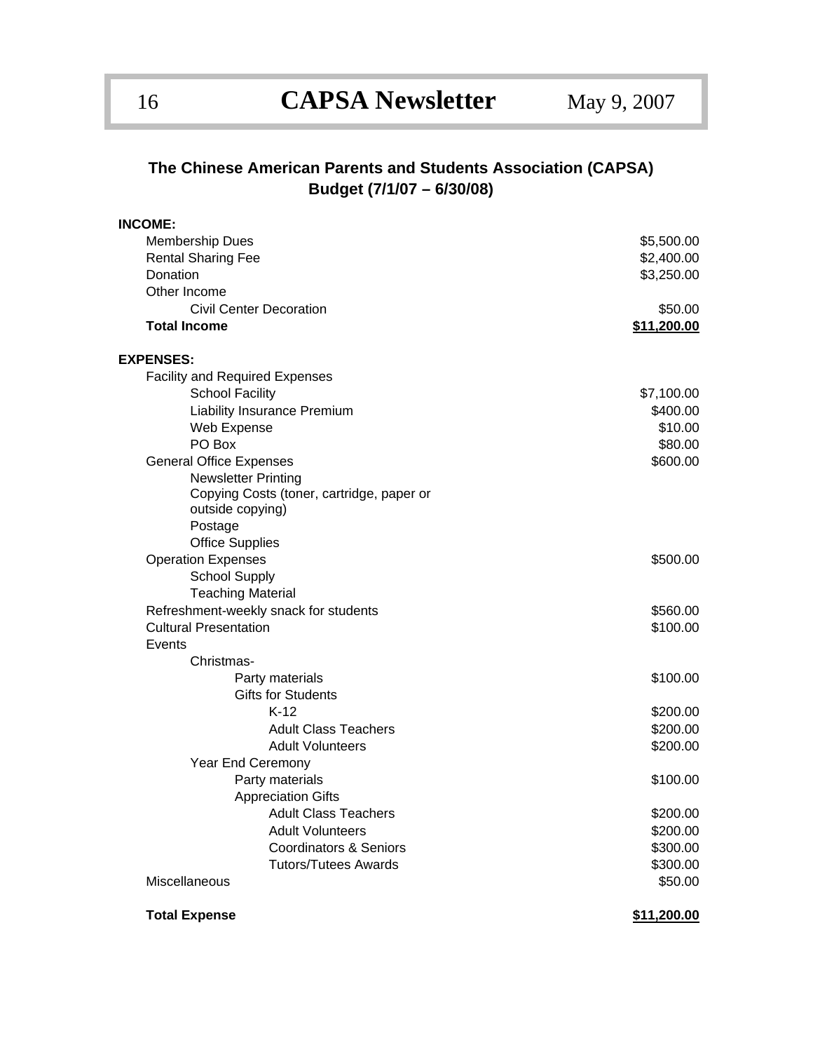## The Chinese American Parents and Students Association (CAPSA)
## Budget (7/1/07 – 6/30/08)

| | |
|---|---|
| **INCOME:** | |
| Membership Dues | $5,500.00 |
| Rental Sharing Fee | $2,400.00 |
| Donation | $3,250.00 |
| Other Income | |
| Civil Center Decoration | $50.00 |
| **Total Income** | **$11,200.00** |
| | |
| **EXPENSES:** | |
| Facility and Required Expenses | |
| School Facility | $7,100.00 |
| Liability Insurance Premium | $400.00 |
| Web Expense | $10.00 |
| PO Box | $80.00 |
| General Office Expenses | $600.00 |
| Newsletter Printing | |
| Copying Costs (toner, cartridge, paper or outside copying) | |
| Postage | |
| Office Supplies | |
| Operation Expenses | $500.00 |
| School Supply | |
| Teaching Material | |
| Refreshment-weekly snack for students | $560.00 |
| Cultural Presentation | $100.00 |
| Events | |
| Christmas- | |
| Party materials | $100.00 |
| Gifts for Students | |
| K-12 | $200.00 |
| Adult Class Teachers | $200.00 |
| Adult Volunteers | $200.00 |
| Year End Ceremony | |
| Party materials | $100.00 |
| Appreciation Gifts | |
| Adult Class Teachers | $200.00 |
| Adult Volunteers | $200.00 |
| Coordinators & Seniors | $300.00 |
| Tutors/Tutees Awards | $300.00 |
| Miscellaneous | $50.00 |
| | |
| **Total Expense** | **$11,200.00** |